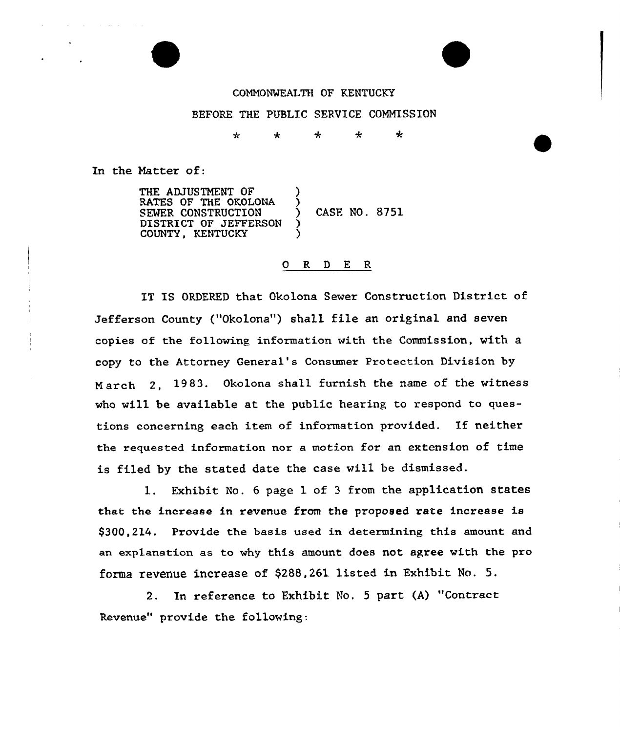COMMONWEALTH OF KENTUCKY

BEFORE THE PUBLIC SERVICE COMMISSION

\* \* \* \* \*

In the Matter of:

| | | |
|---|---|---|
| THE ADJUSTMENT OF RATES OF THE OKOLONA SEWER CONSTRUCTION DISTRICT OF JEFFERSON COUNTY, KENTUCKY | ) | CASE NO. 8751 |

## O R D E R

IT IS ORDERED that Okolona Sewer Construction District of Jefferson County ("Okolona") shall file an original and seven copies of the following information with the Commission, with a copy to the Attorney General's Consumer Protection Division by March 2, 1983. Okolona shall furnish the name of the witness who will be available at the public hearing to respond to questions concerning each item of information provided. If neither the requested information nor a motion for an extension of time is filed by the stated date the case will be dismissed.

1. Exhibit No. 6 page 1 of 3 from the application states that the increase in revenue from the proposed rate increase is $300,214. Provide the basis used in determining this amount and an explanation as to why this amount does not agree with the pro forma revenue increase of $288,261 listed in Exhibit No. 5.

2. In reference to Exhibit No. 5 part (A) "Contract Revenue" provide the following: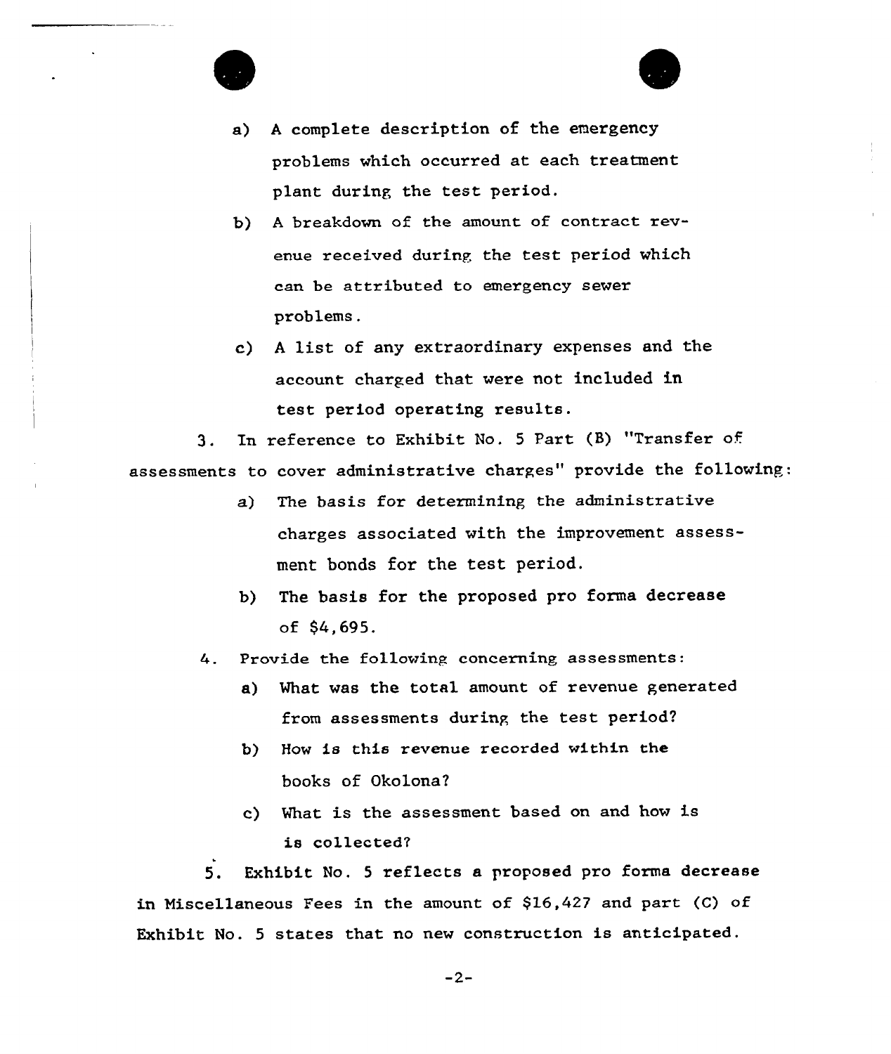a) A complete description of the emergency problems which occurred at each treatment plant during the test period.

b) A breakdown of the amount of contract revenue received during the test period which can be attributed to emergency sewer problems.

c) A list of any extraordinary expenses and the account charged that were not included in test period operating results.

3. In reference to Exhibit No. 5 Part (B) "Transfer of assessments to cover administrative charges" provide the following:

a) The basis for determining the administrative charges associated with the improvement assessment bonds for the test period.

b) The basis for the proposed pro forma decrease of $4,695.

4. Provide the following concerning assessments:

a) What was the total amount of revenue generated from assessments during the test period?

b) How is this revenue recorded within the books of Okolona?

c) What is the assessment based on and how is is collected?

5. Exhibit No. 5 reflects a proposed pro forma decrease in Miscellaneous Fees in the amount of $16,427 and part (C) of Exhibit No. 5 states that no new construction is anticipated.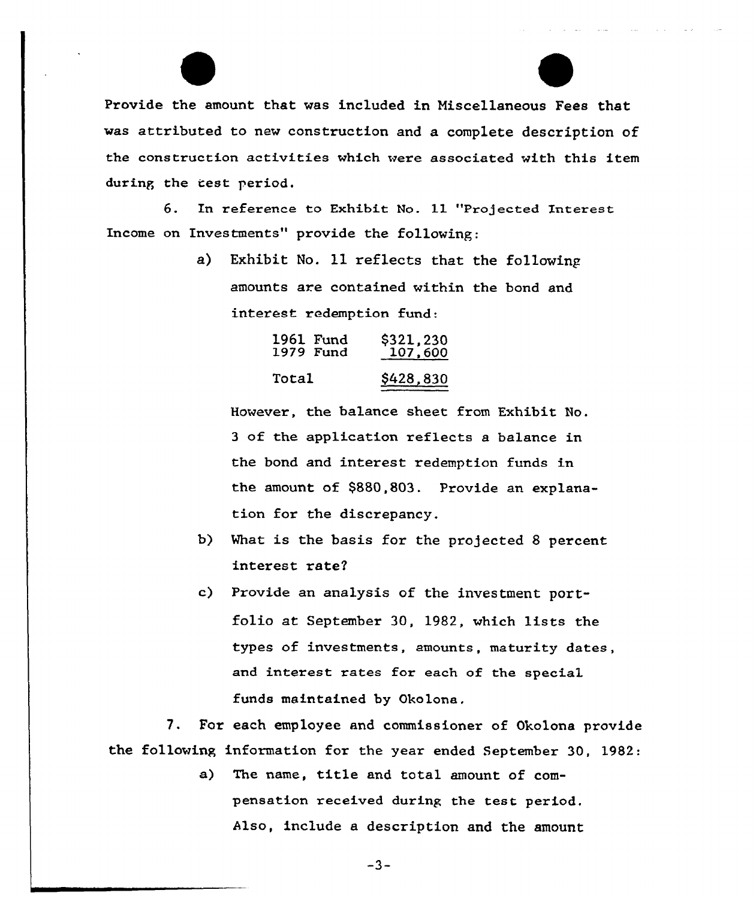Provide the amount that was included in Miscellaneous Fees that was attributed to new construction and a complete description of the construction activities which were associated with this item during the test period.

6. In reference to Exhibit No. 11 "Projected Interest Income on Investments" provide the following:

a) Exhibit No. 11 reflects that the following amounts are contained within the bond and interest redemption fund:

| | |
|---|---|
| 1961 Fund | $321,230 |
| 1979 Fund | 107,600 |
| Total | $428,830 |

However, the balance sheet from Exhibit No. 3 of the application reflects a balance in the bond and interest redemption funds in the amount of $880,803. Provide an explanation for the discrepancy.

b) What is the basis for the projected 8 percent interest rate?

c) Provide an analysis of the investment portfolio at September 30, 1982, which lists the types of investments, amounts, maturity dates, and interest rates for each of the special funds maintained by Okolona.

7. For each employee and commissioner of Okolona provide the following information for the year ended September 30, 1982:

a) The name, title and total amount of compensation received during the test period. Also, include a description and the amount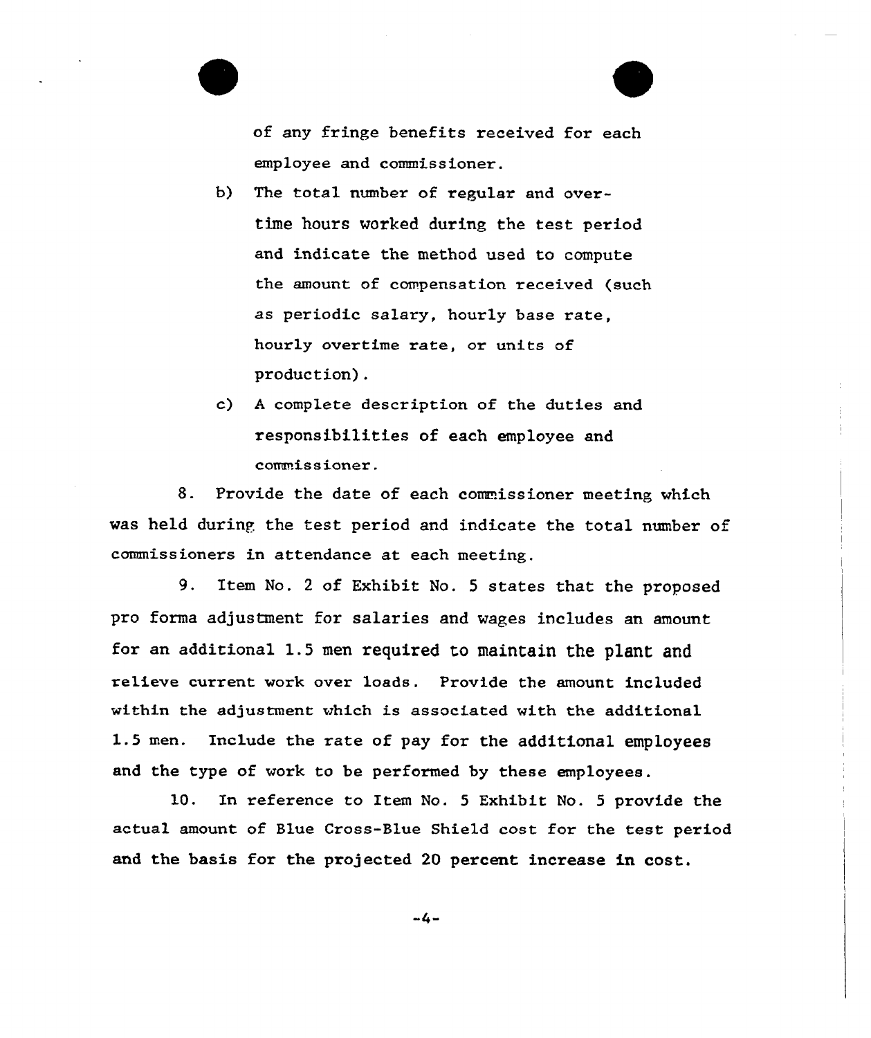of any fringe benefits received for each employee and commissioner.

b) The total number of regular and overtime hours worked during the test period and indicate the method used to compute the amount of compensation received (such as periodic salary, hourly base rate, hourly overtime rate, or units of production).

c) A complete description of the duties and responsibilities of each employee and commissioner.

8. Provide the date of each commissioner meeting which was held during the test period and indicate the total number of commissioners in attendance at each meeting.

9. Item No. 2 of Exhibit No. 5 states that the proposed pro forma adjustment for salaries and wages includes an amount for an additional 1.5 men required to maintain the plant and relieve current work over loads. Provide the amount included within the adjustment which is associated with the additional 1.5 men. Include the rate of pay for the additional employees and the type of work to be performed by these employees.

10. In reference to Item No. 5 Exhibit No. 5 provide the actual amount of Blue Cross-Blue Shield cost for the test period and the basis for the projected 20 percent increase in cost.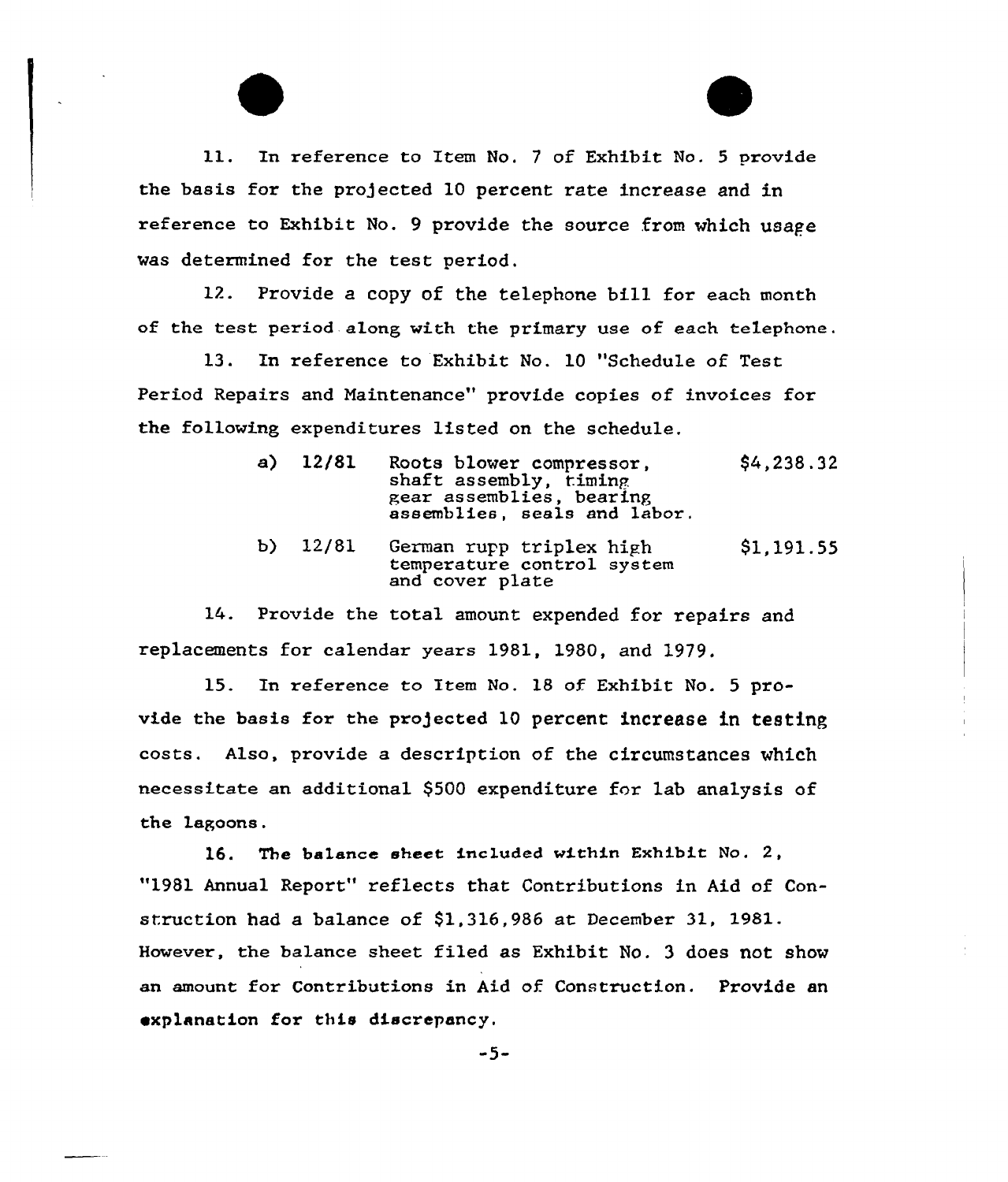11. In reference to Item No. 7 of Exhibit No. 5 provide the basis for the projected 10 percent rate increase and in reference to Exhibit No. 9 provide the source from which usage was determined for the test period.

12. Provide a copy of the telephone bill for each month of the test period along with the primary use of each telephone.

13. In reference to Exhibit No. 10 "Schedule of Test Period Repairs and Maintenance" provide copies of invoices for the following expenditures listed on the schedule.

| | | | |
|---|---|---|---|
| a) | 12/81 | Roots blower compressor, shaft assembly, timing gear assemblies, bearing assemblies, seals and labor. | $4,238.32 |
| b) | 12/81 | German rupp triplex high temperature control system and cover plate | $1,191.55 |

14. Provide the total amount expended for repairs and replacements for calendar years 1981, 1980, and 1979.

15. In reference to Item No. 18 of Exhibit No. 5 provide the basis for the projected 10 percent increase in testing costs. Also, provide a description of the circumstances which necessitate an additional $500 expenditure for lab analysis of the lagoons.

16. The balance sheet included within Exhibit No. 2, "1981 Annual Report" reflects that Contributions in Aid of Construction had a balance of $1,316,986 at December 31, 1981. However, the balance sheet filed as Exhibit No. 3 does not show an amount for Contributions in Aid of Construction. Provide an explanation for this discrepancy.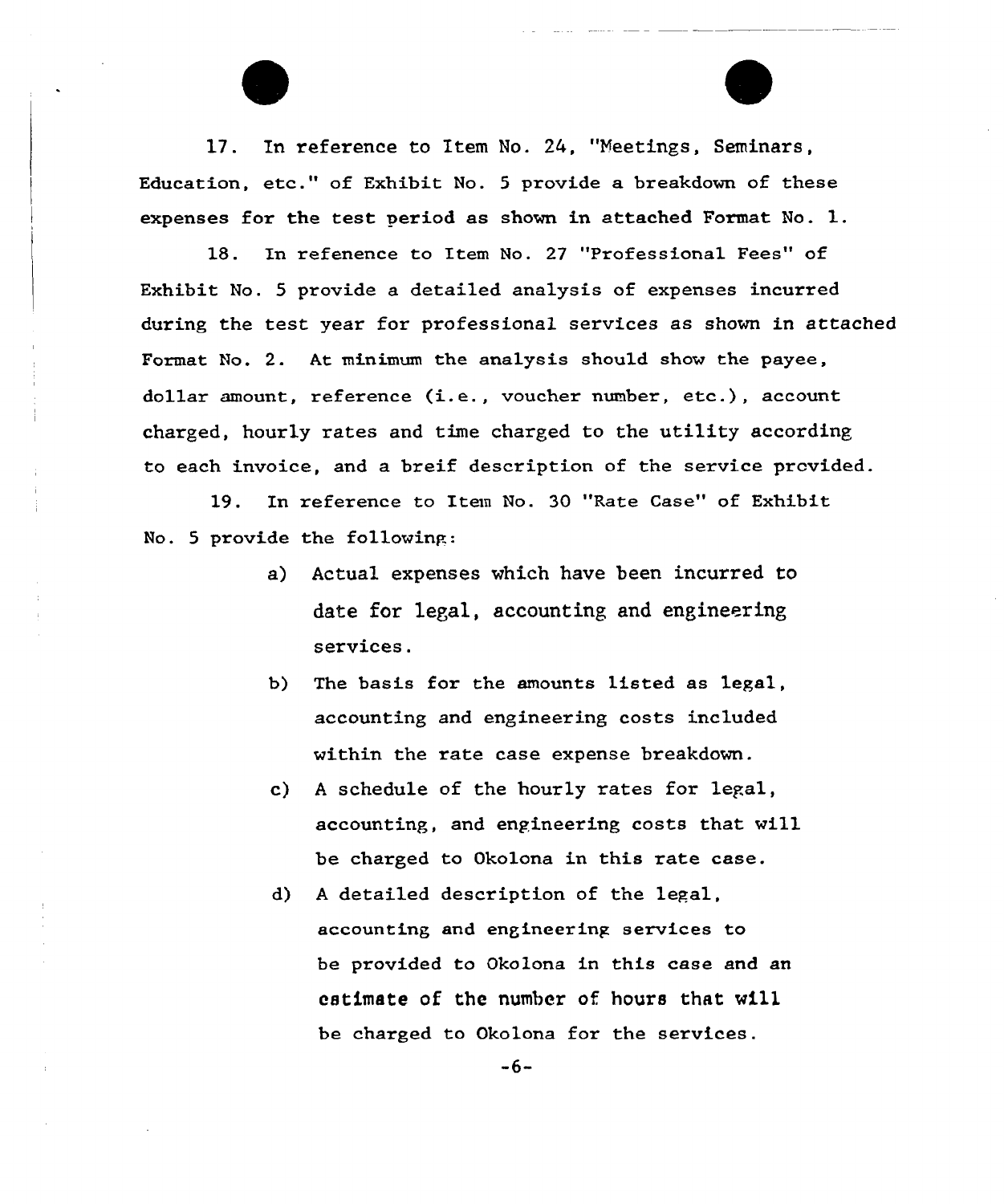17. In reference to Item No. 24, "Meetings, Seminars, Education, etc." of Exhibit No. 5 provide a breakdown of these expenses for the test period as shown in attached Format No. 1.

18. In refenence to Item No. 27 "Professional Fees" of Exhibit No. 5 provide a detailed analysis of expenses incurred during the test year for professional services as shown in attached Format No. 2. At minimum the analysis should show the payee, dollar amount, reference (i.e., voucher number, etc.), account charged, hourly rates and time charged to the utility according to each invoice, and a breif description of the service provided.

19. In reference to Item No. 30 "Rate Case" of Exhibit No. 5 provide the following:

a) Actual expenses which have been incurred to date for legal, accounting and engineering services.

b) The basis for the amounts listed as legal, accounting and engineering costs included within the rate case expense breakdown.

c) A schedule of the hourly rates for legal, accounting, and engineering costs that will be charged to Okolona in this rate case.

d) A detailed description of the legal, accounting and engineering services to be provided to Okolona in this case and an estimate of the number of hours that will be charged to Okolona for the services.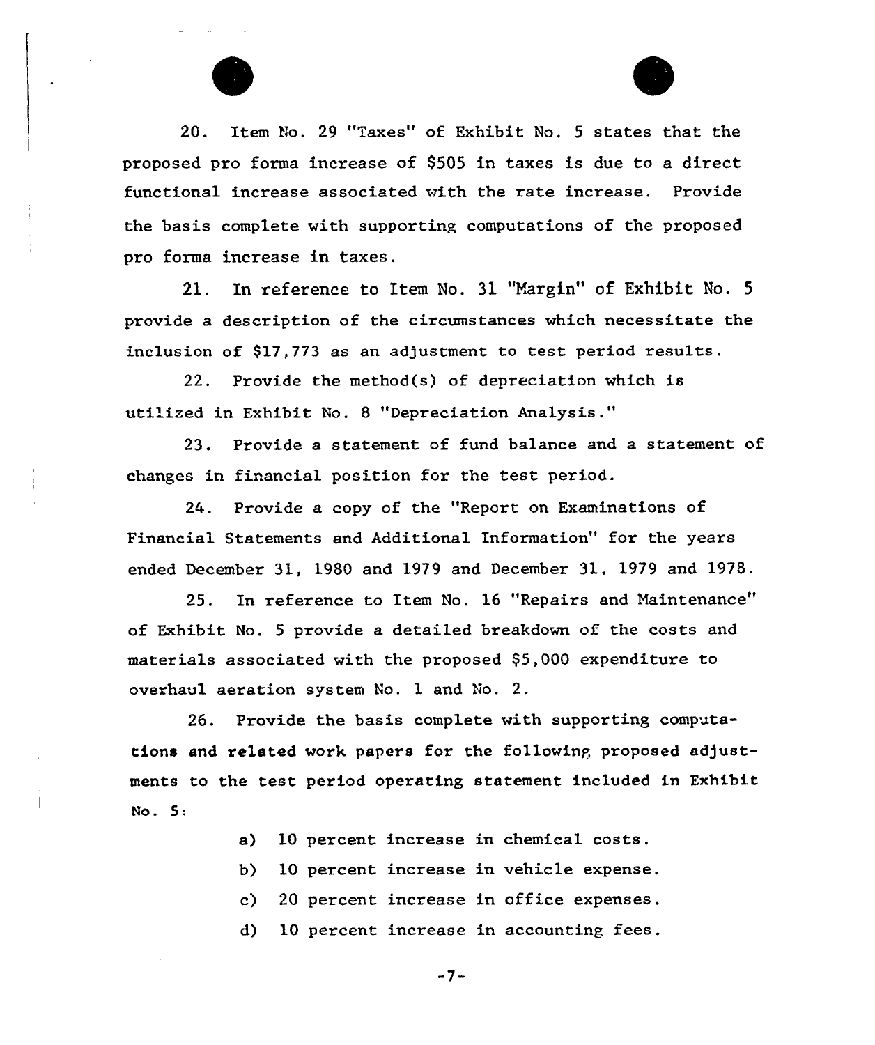20. Item No. 29 "Taxes" of Exhibit No. 5 states that the proposed pro forma increase of $505 in taxes is due to a direct functional increase associated with the rate increase. Provide the basis complete with supporting computations of the proposed pro forma increase in taxes.

21. In reference to Item No. 31 "Margin" of Exhibit No. 5 provide a description of the circumstances which necessitate the inclusion of $17,773 as an adjustment to test period results.

22. Provide the method(s) of depreciation which is utilized in Exhibit No. 8 "Depreciation Analysis."

23. Provide a statement of fund balance and a statement of changes in financial position for the test period.

24. Provide a copy of the "Report on Examinations of Financial Statements and Additional Information" for the years ended December 31, 1980 and 1979 and December 31, 1979 and 1978.

25. In reference to Item No. 16 "Repairs and Maintenance" of Exhibit No. 5 provide a detailed breakdown of the costs and materials associated with the proposed $5,000 expenditure to overhaul aeration system No. 1 and No. 2.

26. Provide the basis complete with supporting computations and related work papers for the following proposed adjustments to the test period operating statement included in Exhibit No. 5:

a) 10 percent increase in chemical costs.

b) 10 percent increase in vehicle expense.

c) 20 percent increase in office expenses.

d) 10 percent increase in accounting fees.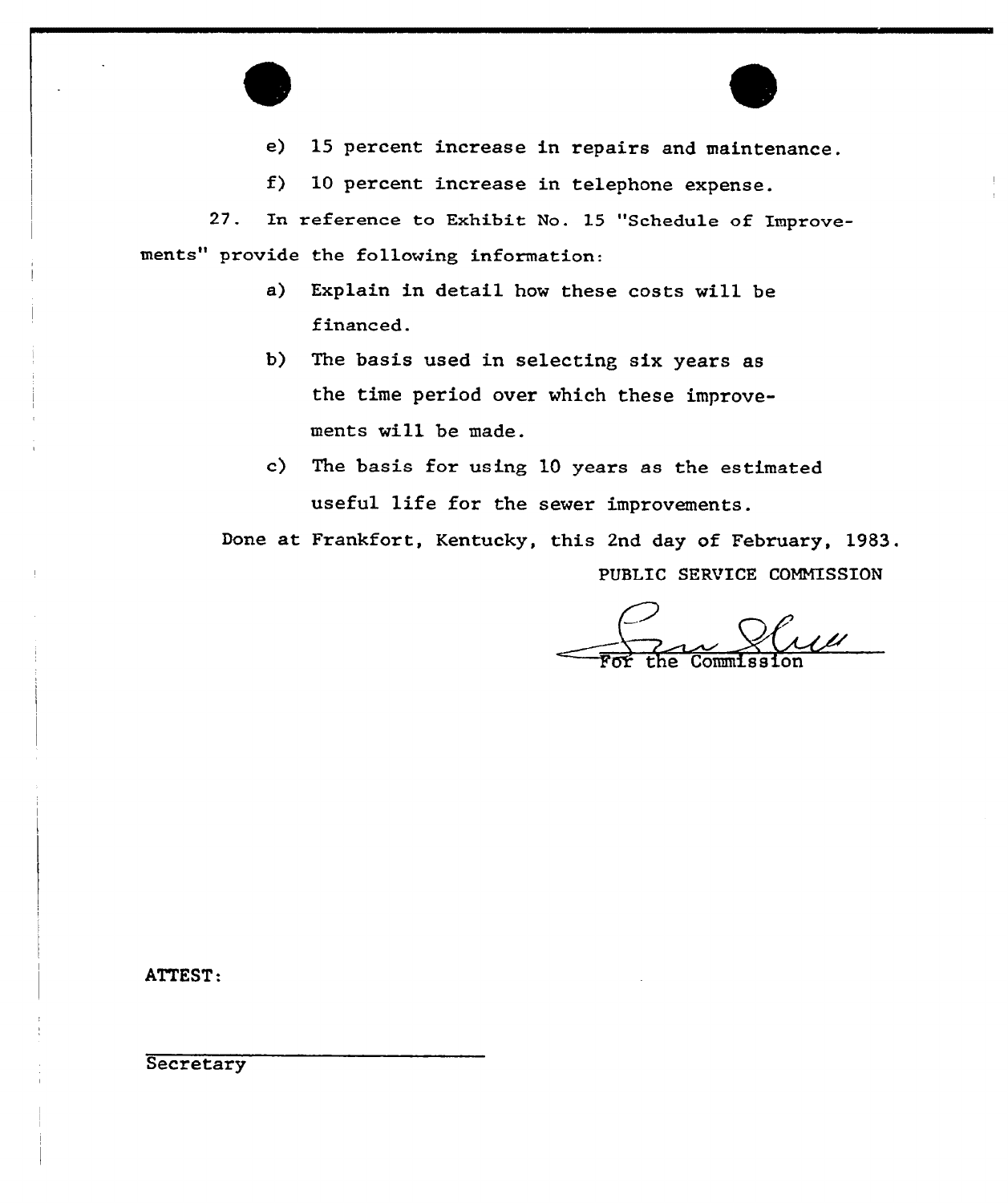e) 15 percent increase in repairs and maintenance.

f) 10 percent increase in telephone expense.

27. In reference to Exhibit No. 15 "Schedule of Improvements" provide the following information:

a) Explain in detail how these costs will be financed.

b) The basis used in selecting six years as the time period over which these improvements will be made.

c) The basis for using 10 years as the estimated useful life for the sewer improvements.

Done at Frankfort, Kentucky, this 2nd day of February, 1983.

PUBLIC SERVICE COMMISSION

For the Commission

ATTEST:

Secretary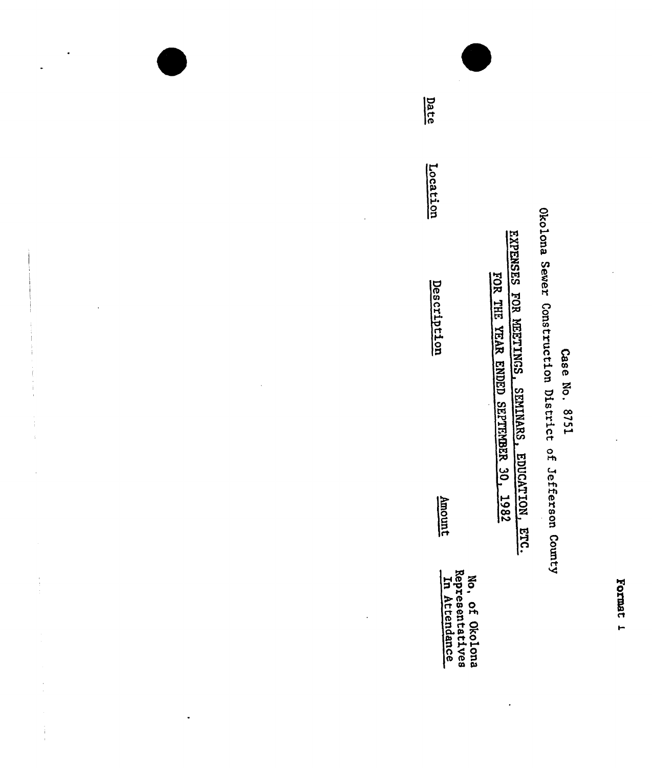Format 1

Case No. 8751

Okolona Sewer Construction District of Jefferson County

**EXPENSES FOR MEETINGS, SEMINARS, EDUCATION, ETC.**

**FOR THE YEAR ENDED SEPTEMBER 30, 1982**

| Date | Location | Description | Amount | No. of Okolona Representatives In Attendance |
|---|---|---|---|---|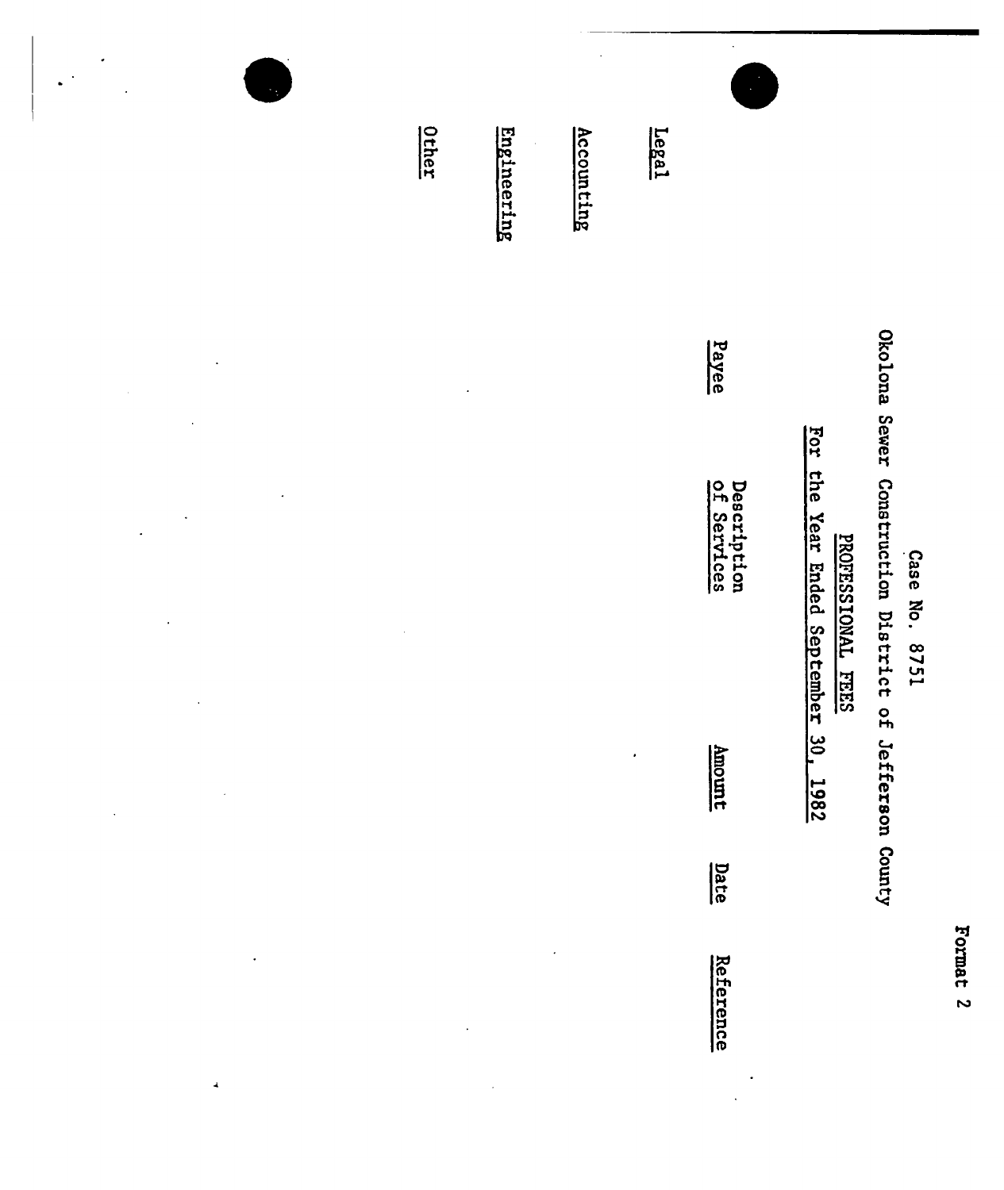Format 2

Case No. 8751

Okolona Sewer Construction District of Jefferson County

PROFESSIONAL FEES

For the Year Ended September 30, 1982

| | Payee | Description of Services | Amount | Date | Reference |
|---|---|---|---|---|---|
| Legal | | | | | |
| Accounting | | | | | |
| Engineering | | | | | |
| Other | | | | | |